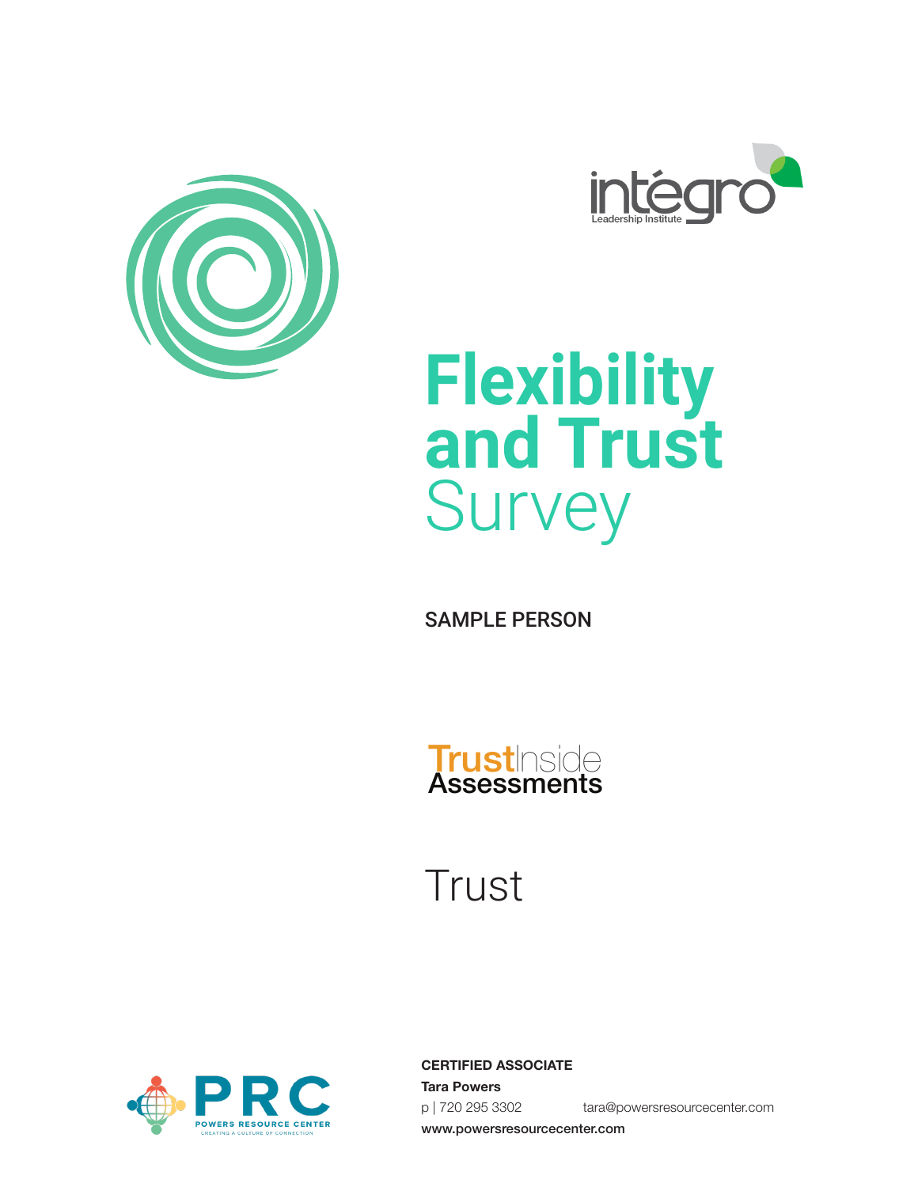intégro
Leadership Institute

# Flexibility and Trust Survey

SAMPLE PERSON

TrustInside Assessments

Trust

PRC
POWERS RESOURCE CENTER
CREATING A CULTURE OF CONNECTION

**CERTIFIED ASSOCIATE**
**Tara Powers**
p | 720 295 3302 tara@powersresourcecenter.com
**www.powersresourcecenter.com**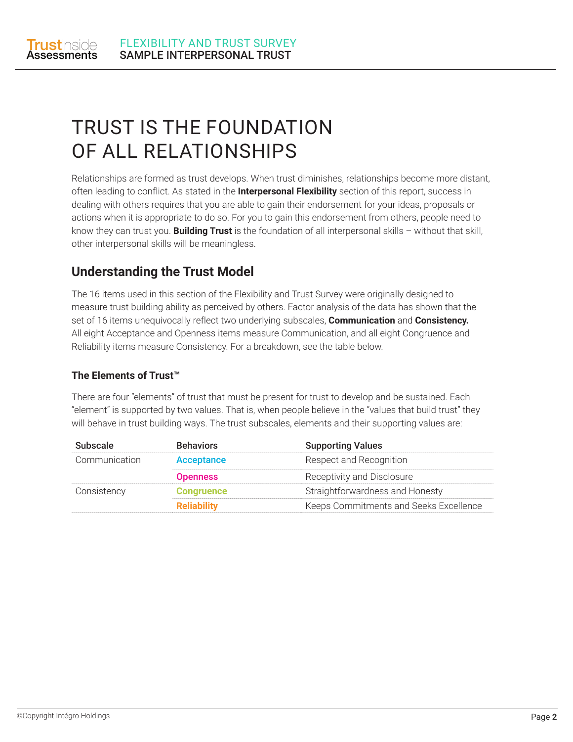# TRUST IS THE FOUNDATION OF ALL RELATIONSHIPS

Relationships are formed as trust develops. When trust diminishes, relationships become more distant, often leading to conflict. As stated in the **Interpersonal Flexibility** section of this report, success in dealing with others requires that you are able to gain their endorsement for your ideas, proposals or actions when it is appropriate to do so. For you to gain this endorsement from others, people need to know they can trust you. **Building Trust** is the foundation of all interpersonal skills – without that skill, other interpersonal skills will be meaningless.

## Understanding the Trust Model

The 16 items used in this section of the Flexibility and Trust Survey were originally designed to measure trust building ability as perceived by others. Factor analysis of the data has shown that the set of 16 items unequivocally reflect two underlying subscales, **Communication** and **Consistency.** All eight Acceptance and Openness items measure Communication, and all eight Congruence and Reliability items measure Consistency. For a breakdown, see the table below.

### The Elements of Trust™

There are four "elements" of trust that must be present for trust to develop and be sustained. Each "element" is supported by two values. That is, when people believe in the "values that build trust" they will behave in trust building ways. The trust subscales, elements and their supporting values are:

| Subscale | Behaviors | Supporting Values |
|---|---|---|
| Communication | **Acceptance** | Respect and Recognition |
| | **Openness** | Receptivity and Disclosure |
| Consistency | **Congruence** | Straightforwardness and Honesty |
| | **Reliability** | Keeps Commitments and Seeks Excellence |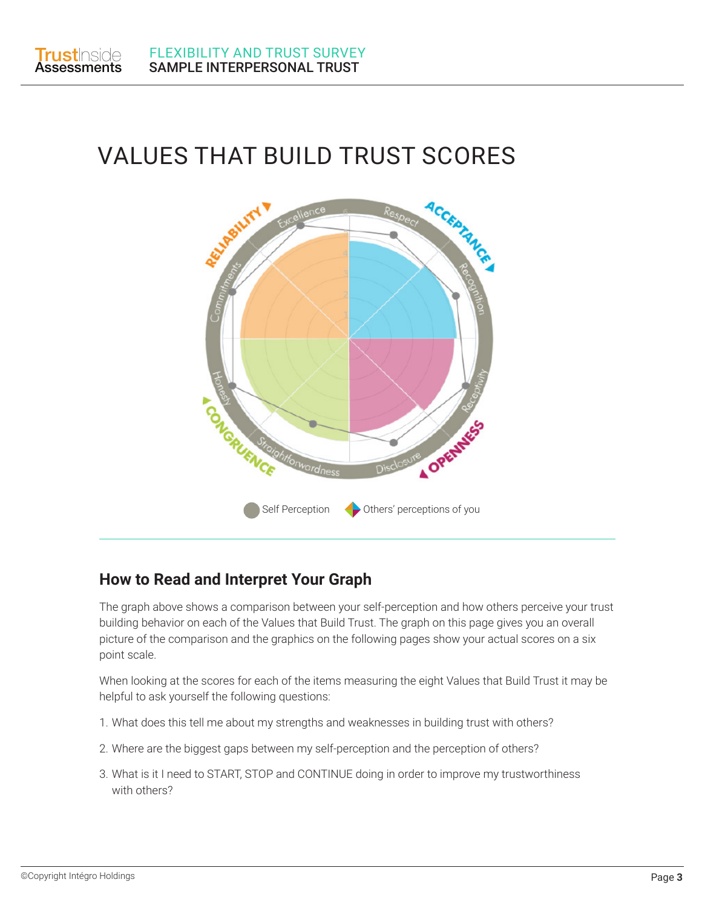# VALUES THAT BUILD TRUST SCORES

RELIABILITY — Excellence, Commitments

ACCEPTANCE — Respect, Recognition

OPENNESS — Receptivity, Disclosure

CONGRUENCE — Straightforwardness, Honesty

Self Perception Others' perceptions of you

## How to Read and Interpret Your Graph

The graph above shows a comparison between your self-perception and how others perceive your trust building behavior on each of the Values that Build Trust. The graph on this page gives you an overall picture of the comparison and the graphics on the following pages show your actual scores on a six point scale.

When looking at the scores for each of the items measuring the eight Values that Build Trust it may be helpful to ask yourself the following questions:

1. What does this tell me about my strengths and weaknesses in building trust with others?
2. Where are the biggest gaps between my self-perception and the perception of others?
3. What is it I need to START, STOP and CONTINUE doing in order to improve my trustworthiness with others?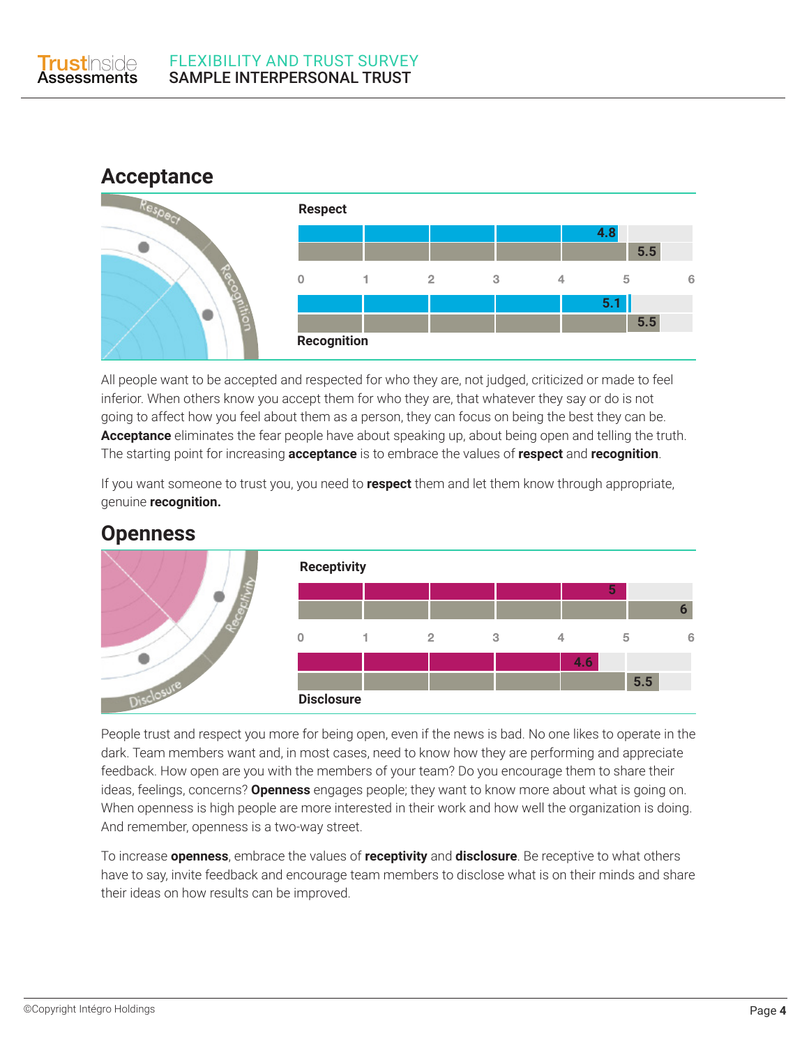## Acceptance

Respect

4.8

5.5

0 1 2 3 4 5 6

5.1

5.5

Recognition

All people want to be accepted and respected for who they are, not judged, criticized or made to feel inferior. When others know you accept them for who they are, that whatever they say or do is not going to affect how you feel about them as a person, they can focus on being the best they can be. **Acceptance** eliminates the fear people have about speaking up, about being open and telling the truth. The starting point for increasing **acceptance** is to embrace the values of **respect** and **recognition**.

If you want someone to trust you, you need to **respect** them and let them know through appropriate, genuine **recognition.**

## Openness

Receptivity

5

6

0 1 2 3 4 5 6

4.6

5.5

Disclosure

People trust and respect you more for being open, even if the news is bad. No one likes to operate in the dark. Team members want and, in most cases, need to know how they are performing and appreciate feedback. How open are you with the members of your team? Do you encourage them to share their ideas, feelings, concerns? **Openness** engages people; they want to know more about what is going on. When openness is high people are more interested in their work and how well the organization is doing. And remember, openness is a two-way street.

To increase **openness**, embrace the values of **receptivity** and **disclosure**. Be receptive to what others have to say, invite feedback and encourage team members to disclose what is on their minds and share their ideas on how results can be improved.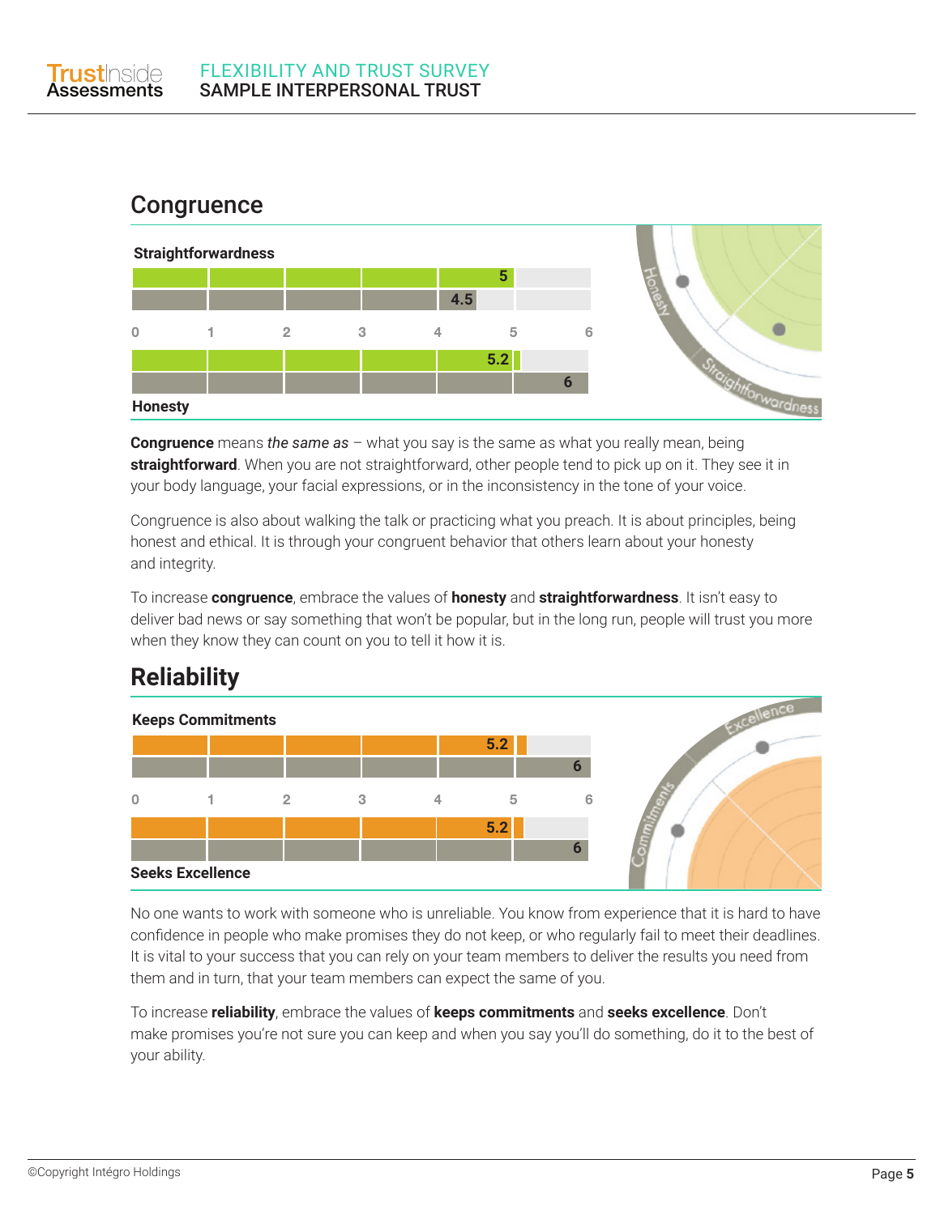## Congruence

**Straightforwardness**

| Straightforwardness | Score |
|---|---|
| Bar 1 | 5 |
| Bar 2 | 4.5 |

0 1 2 3 4 5 6

| Honesty | Score |
|---|---|
| Bar 1 | 5.2 |
| Bar 2 | 6 |

**Honesty**

**Congruence** means *the same as* – what you say is the same as what you really mean, being **straightforward**. When you are not straightforward, other people tend to pick up on it. They see it in your body language, your facial expressions, or in the inconsistency in the tone of your voice.

Congruence is also about walking the talk or practicing what you preach. It is about principles, being honest and ethical. It is through your congruent behavior that others learn about your honesty and integrity.

To increase **congruence**, embrace the values of **honesty** and **straightforwardness**. It isn't easy to deliver bad news or say something that won't be popular, but in the long run, people will trust you more when they know they can count on you to tell it how it is.

## Reliability

**Keeps Commitments**

| Keeps Commitments | Score |
|---|---|
| Bar 1 | 5.2 |
| Bar 2 | 6 |

0 1 2 3 4 5 6

| Seeks Excellence | Score |
|---|---|
| Bar 1 | 5.2 |
| Bar 2 | 6 |

**Seeks Excellence**

No one wants to work with someone who is unreliable. You know from experience that it is hard to have confidence in people who make promises they do not keep, or who regularly fail to meet their deadlines. It is vital to your success that you can rely on your team members to deliver the results you need from them and in turn, that your team members can expect the same of you.

To increase **reliability**, embrace the values of **keeps commitments** and **seeks excellence**. Don't make promises you're not sure you can keep and when you say you'll do something, do it to the best of your ability.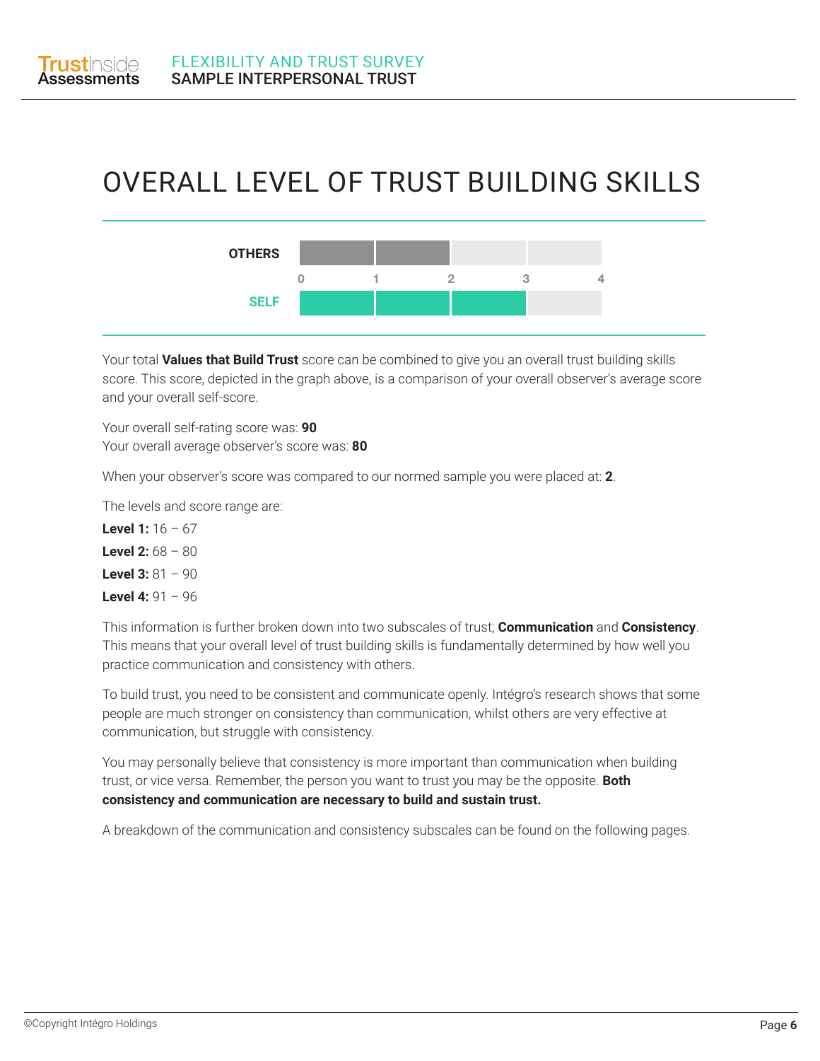# OVERALL LEVEL OF TRUST BUILDING SKILLS

| | 0 | 1 | 2 | 3 | 4 |
|---|---|---|---|---|---|
| OTHERS | | | 2 | | |
| SELF | | | | 3 | |

Your total **Values that Build Trust** score can be combined to give you an overall trust building skills score. This score, depicted in the graph above, is a comparison of your overall observer's average score and your overall self-score.

Your overall self-rating score was: **90**
Your overall average observer's score was: **80**

When your observer's score was compared to our normed sample you were placed at: **2**.

The levels and score range are:

**Level 1:** 16 – 67

**Level 2:** 68 – 80

**Level 3:** 81 – 90

**Level 4:** 91 – 96

This information is further broken down into two subscales of trust; **Communication** and **Consistency**. This means that your overall level of trust building skills is fundamentally determined by how well you practice communication and consistency with others.

To build trust, you need to be consistent and communicate openly. Intégro's research shows that some people are much stronger on consistency than communication, whilst others are very effective at communication, but struggle with consistency.

You may personally believe that consistency is more important than communication when building trust, or vice versa. Remember, the person you want to trust you may be the opposite. **Both consistency and communication are necessary to build and sustain trust.**

A breakdown of the communication and consistency subscales can be found on the following pages.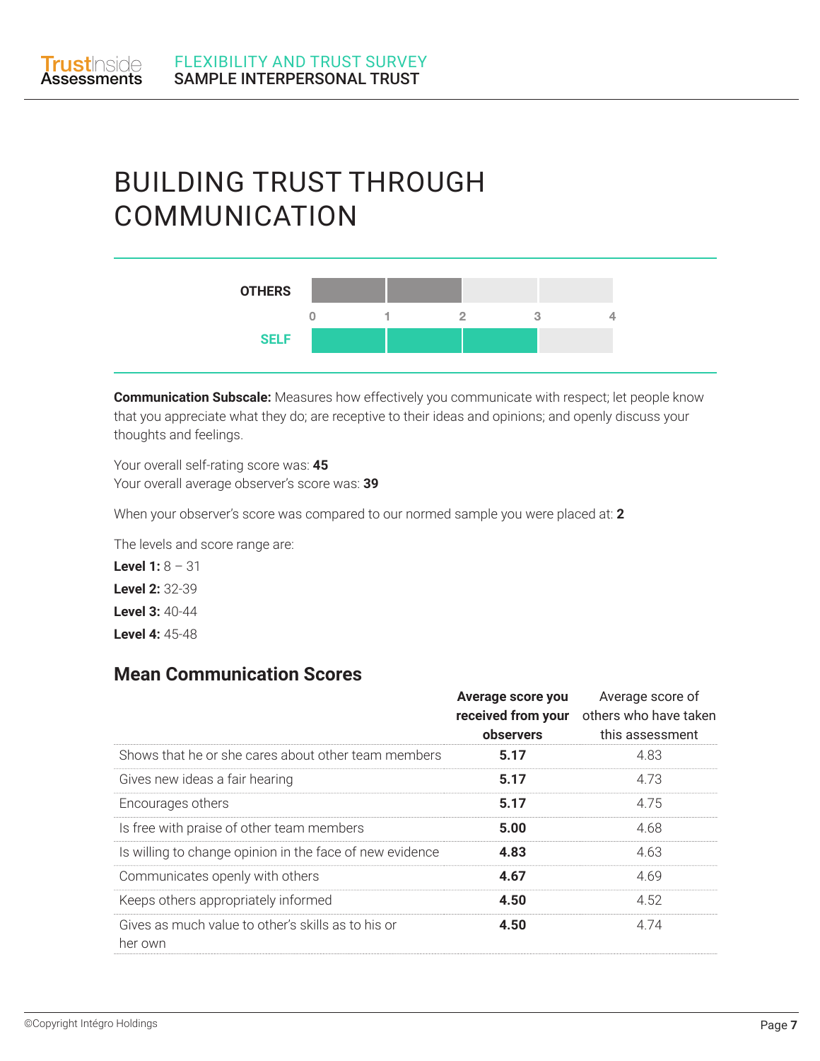# BUILDING TRUST THROUGH COMMUNICATION

| | |
|---|---|
| OTHERS | 2 |
| SELF | 3 |

Scale: 0 1 2 3 4

**Communication Subscale:** Measures how effectively you communicate with respect; let people know that you appreciate what they do; are receptive to their ideas and opinions; and openly discuss your thoughts and feelings.

Your overall self-rating score was: **45**
Your overall average observer's score was: **39**

When your observer's score was compared to our normed sample you were placed at: **2**

The levels and score range are:

**Level 1:** 8 – 31
**Level 2:** 32-39
**Level 3:** 40-44
**Level 4:** 45-48

## Mean Communication Scores

| | **Average score you received from your observers** | Average score of others who have taken this assessment |
|---|---|---|
| Shows that he or she cares about other team members | **5.17** | 4.83 |
| Gives new ideas a fair hearing | **5.17** | 4.73 |
| Encourages others | **5.17** | 4.75 |
| Is free with praise of other team members | **5.00** | 4.68 |
| Is willing to change opinion in the face of new evidence | **4.83** | 4.63 |
| Communicates openly with others | **4.67** | 4.69 |
| Keeps others appropriately informed | **4.50** | 4.52 |
| Gives as much value to other's skills as to his or her own | **4.50** | 4.74 |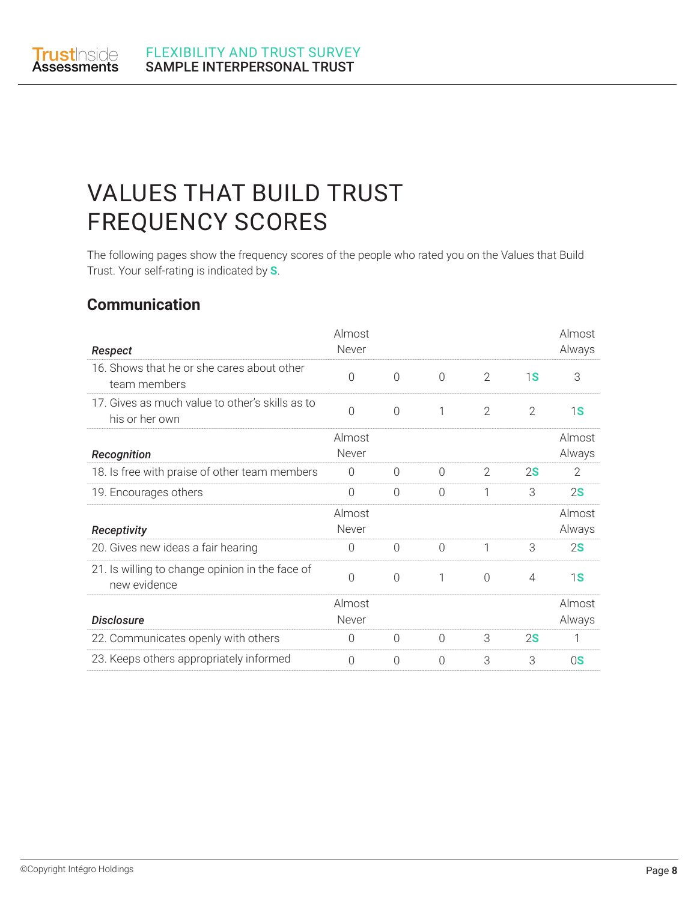# VALUES THAT BUILD TRUST FREQUENCY SCORES

The following pages show the frequency scores of the people who rated you on the Values that Build Trust. Your self-rating is indicated by **S**.

## Communication

| ***Respect*** | Almost Never | | | | | Almost Always |
|---|---|---|---|---|---|---|
| 16. Shows that he or she cares about other team members | 0 | 0 | 0 | 2 | 1**S** | 3 |
| 17. Gives as much value to other's skills as to his or her own | 0 | 0 | 1 | 2 | 2 | 1**S** |
| ***Recognition*** | **Almost Never** | | | | | **Almost Always** |
| 18. Is free with praise of other team members | 0 | 0 | 0 | 2 | 2**S** | 2 |
| 19. Encourages others | 0 | 0 | 0 | 1 | 3 | 2**S** |
| ***Receptivity*** | **Almost Never** | | | | | **Almost Always** |
| 20. Gives new ideas a fair hearing | 0 | 0 | 0 | 1 | 3 | 2**S** |
| 21. Is willing to change opinion in the face of new evidence | 0 | 0 | 1 | 0 | 4 | 1**S** |
| ***Disclosure*** | **Almost Never** | | | | | **Almost Always** |
| 22. Communicates openly with others | 0 | 0 | 0 | 3 | 2**S** | 1 |
| 23. Keeps others appropriately informed | 0 | 0 | 0 | 3 | 3 | 0**S** |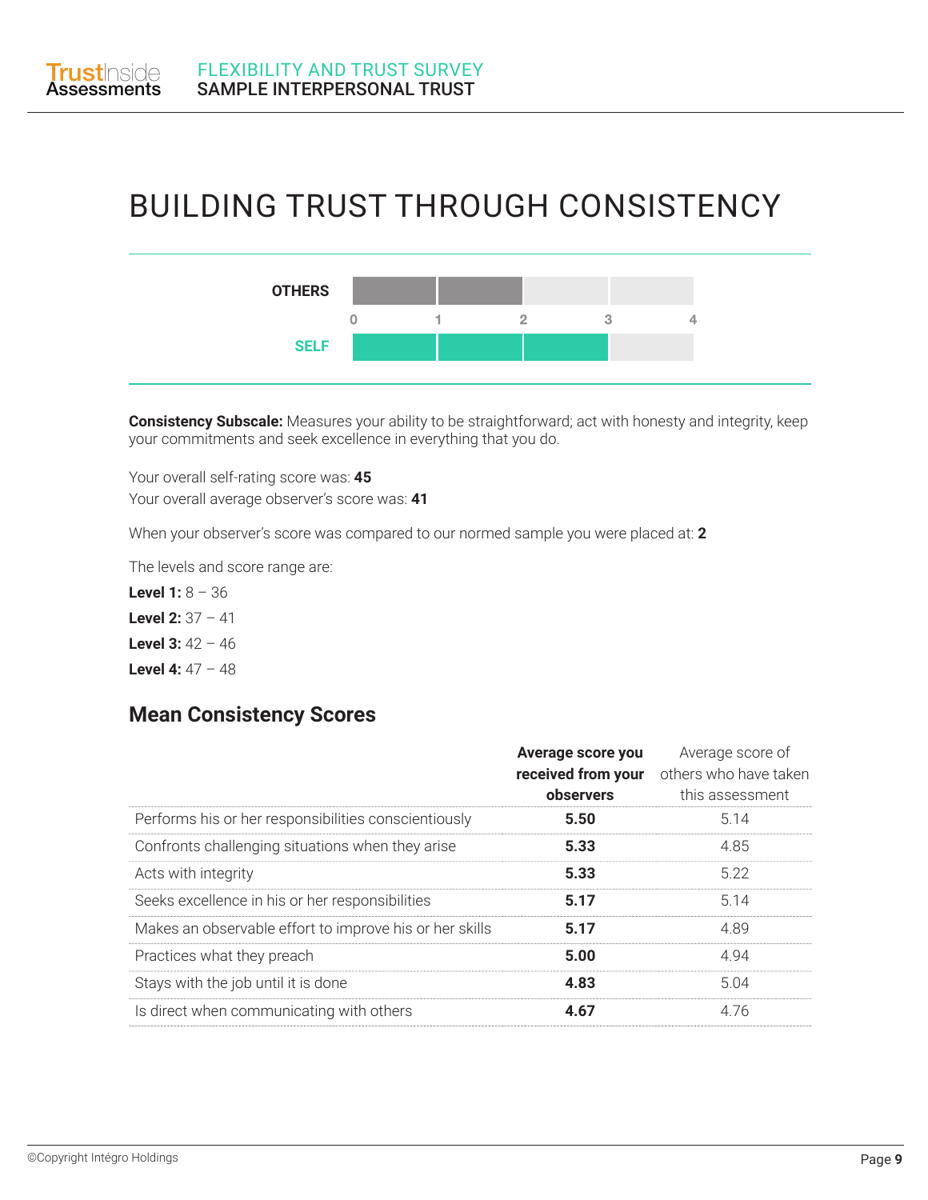# BUILDING TRUST THROUGH CONSISTENCY

**Consistency Subscale:** Measures your ability to be straightforward; act with honesty and integrity, keep your commitments and seek excellence in everything that you do.

Your overall self-rating score was: **45**
Your overall average observer's score was: **41**

When your observer's score was compared to our normed sample you were placed at: **2**

The levels and score range are:

**Level 1:** 8 – 36
**Level 2:** 37 – 41
**Level 3:** 42 – 46
**Level 4:** 47 – 48

## Mean Consistency Scores

| | **Average score you received from your observers** | Average score of others who have taken this assessment |
|---|---|---|
| Performs his or her responsibilities conscientiously | **5.50** | 5.14 |
| Confronts challenging situations when they arise | **5.33** | 4.85 |
| Acts with integrity | **5.33** | 5.22 |
| Seeks excellence in his or her responsibilities | **5.17** | 5.14 |
| Makes an observable effort to improve his or her skills | **5.17** | 4.89 |
| Practices what they preach | **5.00** | 4.94 |
| Stays with the job until it is done | **4.83** | 5.04 |
| Is direct when communicating with others | **4.67** | 4.76 |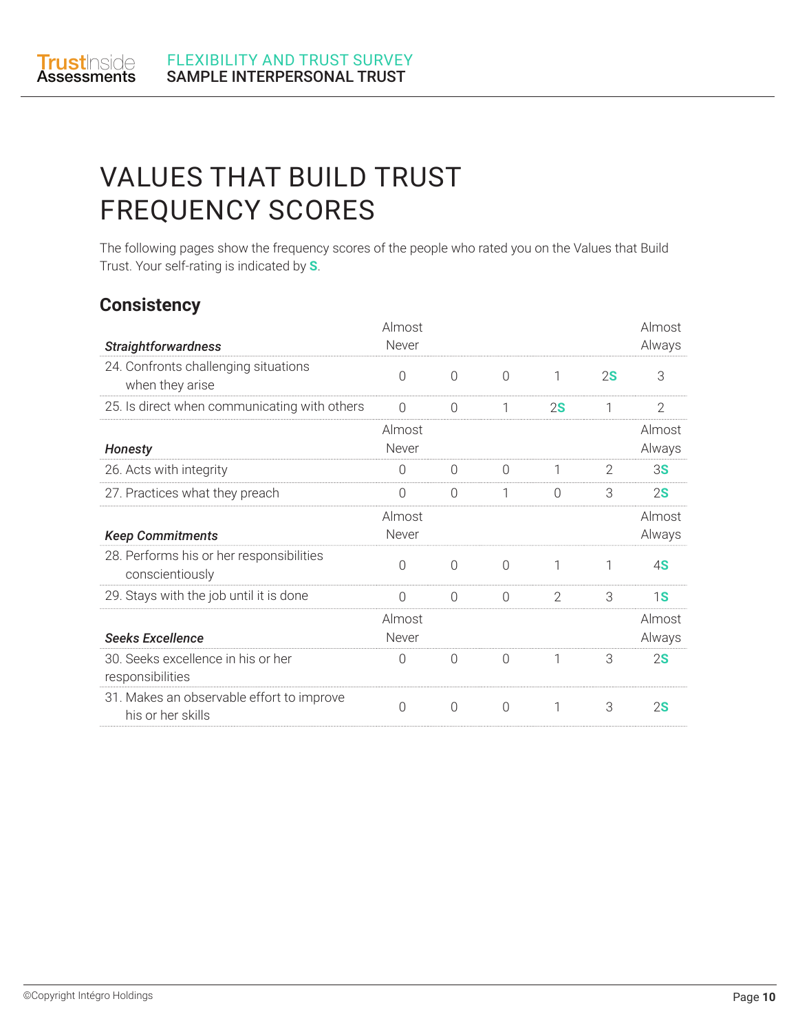# VALUES THAT BUILD TRUST FREQUENCY SCORES

The following pages show the frequency scores of the people who rated you on the Values that Build Trust. Your self-rating is indicated by **S**.

## Consistency

| *Straightforwardness* | Almost Never | | | | | Almost Always |
|---|---|---|---|---|---|---|
| 24. Confronts challenging situations when they arise | 0 | 0 | 0 | 1 | 2**S** | 3 |
| 25. Is direct when communicating with others | 0 | 0 | 1 | 2**S** | 1 | 2 |
| ***Honesty*** | **Almost Never** | | | | | **Almost Always** |
| 26. Acts with integrity | 0 | 0 | 0 | 1 | 2 | 3**S** |
| 27. Practices what they preach | 0 | 0 | 1 | 0 | 3 | 2**S** |
| ***Keep Commitments*** | **Almost Never** | | | | | **Almost Always** |
| 28. Performs his or her responsibilities conscientiously | 0 | 0 | 0 | 1 | 1 | 4**S** |
| 29. Stays with the job until it is done | 0 | 0 | 0 | 2 | 3 | 1**S** |
| ***Seeks Excellence*** | **Almost Never** | | | | | **Almost Always** |
| 30. Seeks excellence in his or her responsibilities | 0 | 0 | 0 | 1 | 3 | 2**S** |
| 31. Makes an observable effort to improve his or her skills | 0 | 0 | 0 | 1 | 3 | 2**S** |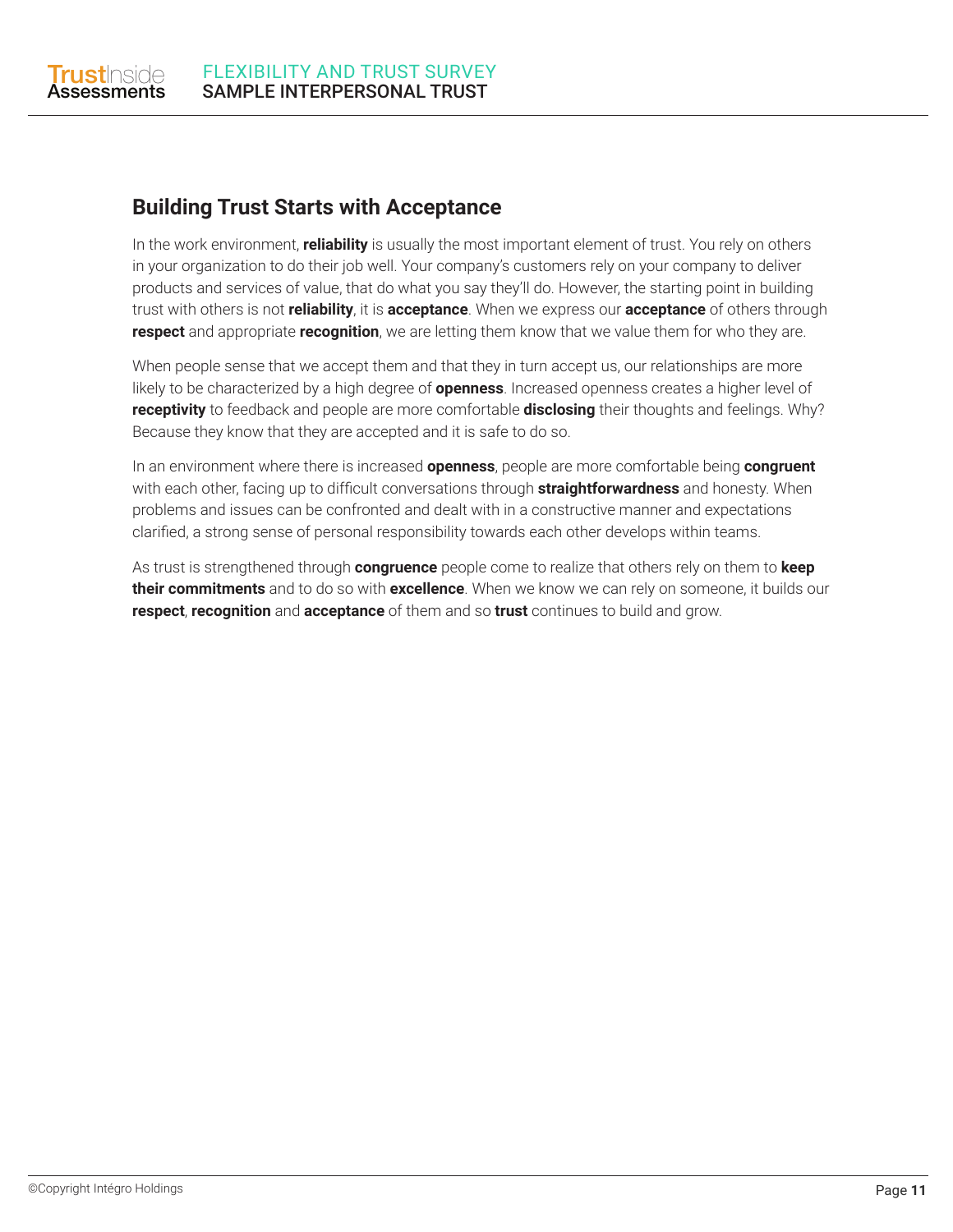## Building Trust Starts with Acceptance

In the work environment, **reliability** is usually the most important element of trust. You rely on others in your organization to do their job well. Your company's customers rely on your company to deliver products and services of value, that do what you say they'll do. However, the starting point in building trust with others is not **reliability**, it is **acceptance**. When we express our **acceptance** of others through **respect** and appropriate **recognition**, we are letting them know that we value them for who they are.

When people sense that we accept them and that they in turn accept us, our relationships are more likely to be characterized by a high degree of **openness**. Increased openness creates a higher level of **receptivity** to feedback and people are more comfortable **disclosing** their thoughts and feelings. Why? Because they know that they are accepted and it is safe to do so.

In an environment where there is increased **openness**, people are more comfortable being **congruent** with each other, facing up to difficult conversations through **straightforwardness** and honesty. When problems and issues can be confronted and dealt with in a constructive manner and expectations clarified, a strong sense of personal responsibility towards each other develops within teams.

As trust is strengthened through **congruence** people come to realize that others rely on them to **keep their commitments** and to do so with **excellence**. When we know we can rely on someone, it builds our **respect**, **recognition** and **acceptance** of them and so **trust** continues to build and grow.